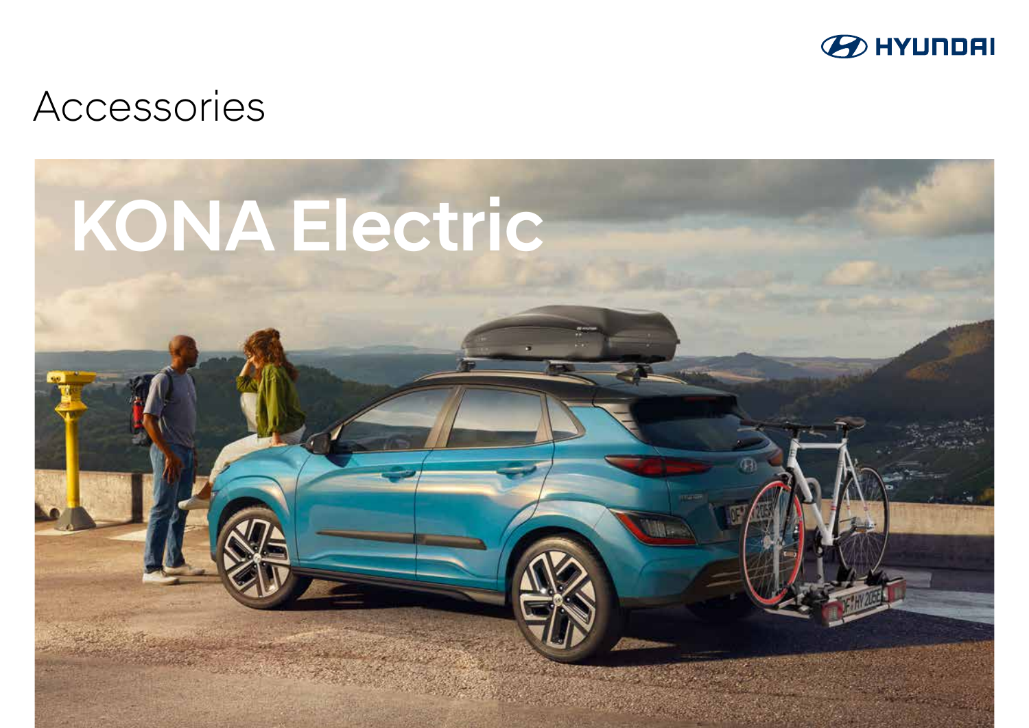HYUNDAI

# Accessories

# KONA Electric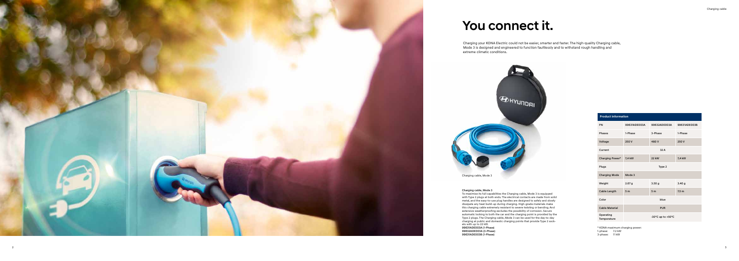# You connect it.

Charging your KONA Electric could not be easier, smarter and faster. The high-quality Charging cable, Mode 3 is designed and engineered to function faultlessly and to withstand rough handling and extreme climatic conditions.

Charging cable, Mode 3

**Charging cable, Mode 3**
To maximise its full capabilities the Charging cable, Mode 3 is equipped with Type 2 plugs at both ends. The electrical contacts are made from solid metal, and the easy-to-use plug handles are designed to safely and slowly dissipate any heat build-up during charging. High-grade materials make this charging cable extremely resistant to severe twisting or bending. And extensive weatherproofing excludes the possibility of corrosion. Secure automatic locking to both the car and the charging point is provided by the Type-2 plugs. The Charging cable, Mode 3 can be used for the day-to-day charging at public and domestic charging points that provide Type 2 sockets with up to 22 kW.
**99631ADE003A (1-Phase)**
**99632ADE003A (3-Phase)**
**99631ADE003B (1-Phase)**

| Product information | | | |
| --- | --- | --- | --- |
| PN | 99631ADE003A | 99632ADE003A | 99631ADE003B |
| Phases | 1-Phase | 3-Phase | 1-Phase |
| Voltage | 250 V | 480 V | 250 V |
| Current | 32 A | | |
| Charging Power* | 7,4 kW | 22 kW | 7,4 kW |
| Plugs | Type 2 | | |
| Charging Mode | Mode 3 | | |
| Weight | 2.67 g | 3.50 g | 3.40 g |
| Cable Length | 5 m | 5 m | 7.5 m |
| Color | blue | | |
| Cable Material | PUR | | |
| Operating Temperature | -30°C up to +50°C | | |

\* KONA maximum charging power:
1-phase: 7.2 kW
3-phase: 11 kW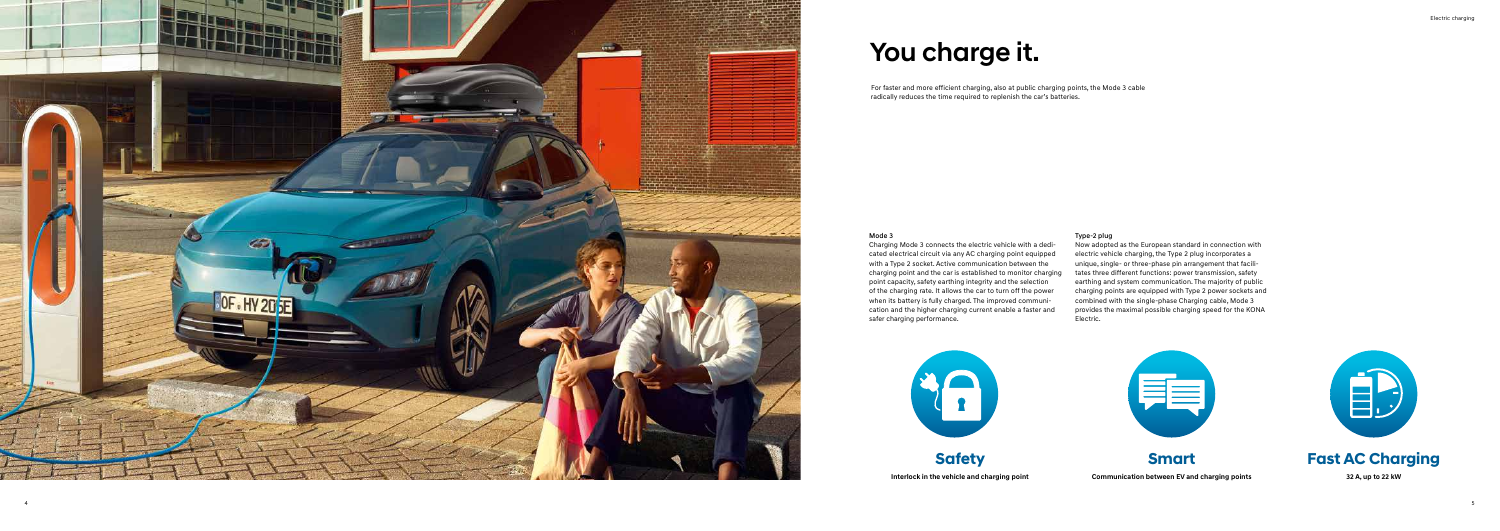# You charge it.

For faster and more efficient charging, also at public charging points, the Mode 3 cable radically reduces the time required to replenish the car's batteries.

**Mode 3**

Charging Mode 3 connects the electric vehicle with a dedicated electrical circuit via any AC charging point equipped with a Type 2 socket. Active communication between the charging point and the car is established to monitor charging point capacity, safety earthing integrity and the selection of the charging rate. It allows the car to turn off the power when its battery is fully charged. The improved communication and the higher charging current enable a faster and safer charging performance.

**Type-2 plug**

Now adopted as the European standard in connection with electric vehicle charging, the Type 2 plug incorporates a unique, single- or three-phase pin arrangement that facilitates three different functions: power transmission, safety earthing and system communication. The majority of public charging points are equipped with Type 2 power sockets and combined with the single-phase Charging cable, Mode 3 provides the maximal possible charging speed for the KONA Electric.

## Safety

**Interlock in the vehicle and charging point**

## Smart

**Communication between EV and charging points**

## Fast AC Charging

**32 A, up to 22 kW**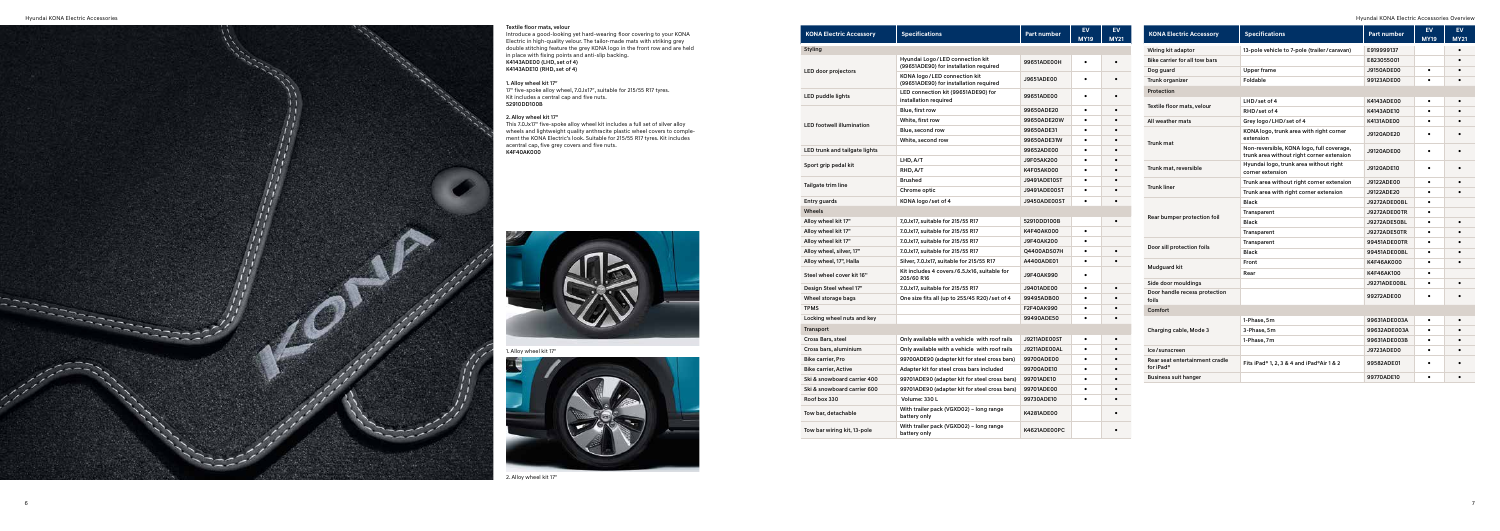### Textile floor mats, velour

Introduce a good-looking yet hard-wearing floor covering to your KONA Electric in high-quality velour. The tailor-made mats with striking grey double stitching feature the grey KONA logo in the front row and are held in place with fixing points and anti-slip backing.
**K4143ADE00 (LHD, set of 4)**
**K4143ADE10 (RHD, set of 4)**

**1. Alloy wheel kit 17"**
17" five-spoke alloy wheel, 7.0Jx17", suitable for 215/55 R17 tyres. Kit includes a central cap and five nuts.
**52910DD100B**

**2. Alloy wheel kit 17"**
This 7.0Jx17" five-spoke alloy wheel kit includes a full set of silver alloy wheels and lightweight quality anthracite plastic wheel covers to complement the KONA Electric's look. Suitable for 215/55 R17 tyres. Kit includes a central cap, five grey covers and five nuts.
**K4F40AK000**

1. Alloy wheel kit 17"

2. Alloy wheel kit 17"

| KONA Electric Accessory | Specifications | Part number | EV MY19 | EV MY21 |
|---|---|---|---|---|
| **Styling** | | | | |
| LED door projectors | Hyundai Logo/LED connection kit (99651ADE90) for installation required | 99651ADE00H | • | • |
| | KONA logo/LED connection kit (99651ADE90) for installation required | J9651ADE00 | • | • |
| LED puddle lights | LED connection kit (99651ADE90) for installation required | 99651ADE00 | • | • |
| LED footwell illumination | Blue, first row | 99650ADE20 | • | • |
| | White, first row | 99650ADE20W | • | • |
| | Blue, second row | 99650ADE31 | • | • |
| | White, second row | 99650ADE31W | • | • |
| LED trunk and tailgate lights | | 99652ADE00 | • | • |
| Sport grip pedal kit | LHD, A/T | J9F05AK200 | • | • |
| | RHD, A/T | K4F05AK000 | • | • |
| Tailgate trim line | Brushed | J9491ADE10ST | • | • |
| | Chrome optic | J9491ADE00ST | • | • |
| Entry guards | KONA logo/set of 4 | J9450ADE00ST | • | • |
| **Wheels** | | | | |
| Alloy wheel kit 17" | 7.0Jx17, suitable for 215/55 R17 | 52910DD100B | | • |
| Alloy wheel kit 17" | 7.0Jx17, suitable for 215/55 R17 | K4F40AK000 | • | |
| Alloy wheel kit 17" | 7.0Jx17, suitable for 215/55 R17 | J9F40AK200 | • | |
| Alloy wheel, silver, 17" | 7.0Jx17, suitable for 215/55 R17 | Q4400ADE07H | • | • |
| Alloy wheel, 17", Halla | Silver, 7.0Jx17, suitable for 215/55 R17 | A4400ADE01 | • | • |
| Steel wheel cover kit 16" | Kit includes 4 covers/6.5Jx16, suitable for 205/60 R16 | J9F40AK990 | • | |
| Design Steel wheel 17" | 7.0Jx17, suitable for 215/55 R17 | J9401ADE00 | • | • |
| Wheel storage bags | One size fits all (up to 255/45 R20)/set of 4 | 99495ADB00 | • | • |
| TPMS | | F2F40AK990 | • | • |
| Locking wheel nuts and key | | 99490ADE50 | • | • |
| **Transport** | | | | |
| Cross Bars, steel | Only available with a vehicle with roof rails | J9211ADE00ST | • | • |
| Cross bars, aluminium | Only available with a vehicle with roof rails | J9211ADE00AL | • | • |
| Bike carrier, Pro | 99700ADE90 (adapter kit for steel cross bars) | 99700ADE00 | • | • |
| Bike carrier, Active | Adapter kit for steel cross bars included | 99700ADE10 | • | • |
| Ski & snowboard carrier 400 | 99701ADE90 (adapter kit for steel cross bars) | 99701ADE10 | • | • |
| Ski & snowboard carrier 600 | 99701ADE90 (adapter kit for steel cross bars) | 99701ADE00 | • | • |
| Roof box 330 | Volume: 330 L | 99730ADE10 | • | • |
| Tow bar, detachable | With trailer pack (VGXD02) – long range battery only | K4281ADE00 | | • |
| Tow bar wiring kit, 13-pole | With trailer pack (VGXD02) – long range battery only | K4621ADE00PC | | • |

| KONA Electric Accessory | Specifications | Part number | EV MY19 | EV MY21 |
|---|---|---|---|---|
| Wiring kit adaptor | 13-pole vehicle to 7-pole (trailer/caravan) | E919999137 | | • |
| Bike carrier for all tow bars | | E823055001 | | • |
| Dog guard | Upper frame | J9150ADE00 | • | • |
| Trunk organizer | Foldable | 99123ADE00 | • | • |
| **Protection** | | | | |
| Textile floor mats, velour | LHD/set of 4 | K4143ADE00 | • | • |
| | RHD/set of 4 | K4143ADE10 | • | • |
| All weather mats | Grey logo/LHD/set of 4 | K4131ADE00 | • | • |
| Trunk mat | KONA logo, trunk area with right corner extension | J9120ADE20 | • | • |
| | Non-reversible, KONA logo, full coverage, trunk area without right corner extension | J9120ADE00 | • | • |
| Trunk mat, reversible | Hyundai logo, trunk area without right corner extension | J9120ADE10 | • | • |
| Trunk liner | Trunk area without right corner extension | J9122ADE00 | • | • |
| | Trunk area with right corner extension | J9122ADE20 | • | • |
| Rear bumper protection foil | Black | J9272ADE00BL | • | |
| | Transparent | J9272ADE00TR | • | |
| | Black | J9272ADE50BL | • | • |
| | Transparent | J9272ADE50TR | • | • |
| Door sill protection foils | Transparent | 99451ADE00TR | • | • |
| | Black | 99451ADE00BL | • | • |
| Mudguard kit | Front | K4F46AK000 | • | • |
| | Rear | K4F46AK100 | • | |
| Side door mouldings | | J9271ADE00BL | • | • |
| Door handle recess protection foils | | 99272ADE00 | • | • |
| **Comfort** | | | | |
| Charging cable, Mode 3 | 1-Phase, 5m | 99631ADE003A | • | • |
| | 3-Phase, 5m | 99632ADE003A | • | • |
| | 1-Phase, 7m | 99631ADE003B | • | • |
| Ice/sunscreen | | J9723ADE00 | • | • |
| Rear seat entertainment cradle for iPad® | Fits iPad® 1, 2, 3 & 4 and iPad®Air 1 & 2 | 99582ADE01 | • | • |
| Business suit hanger | | 99770ADE10 | • | • |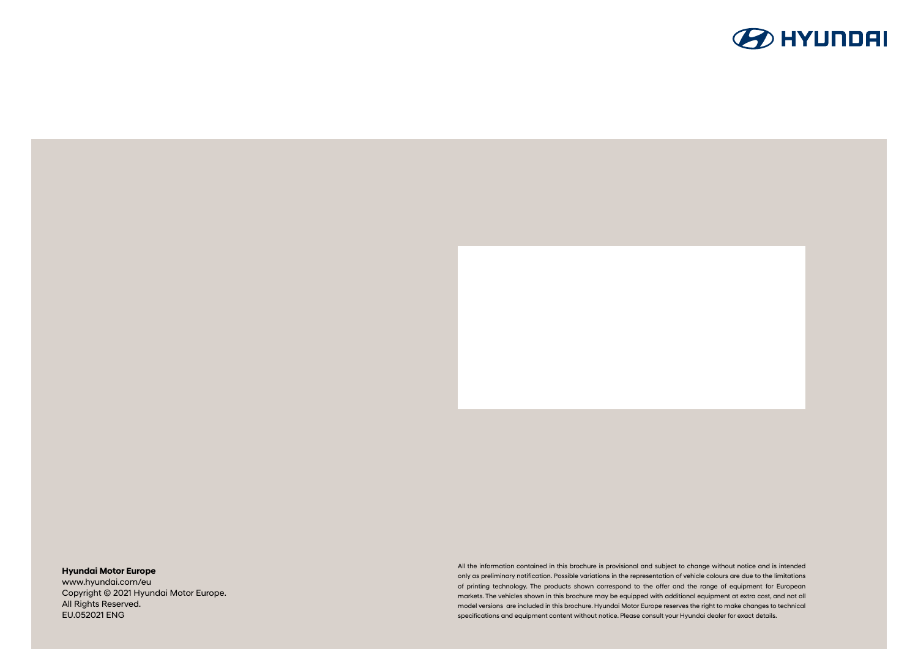HYUNDAI

**Hyundai Motor Europe**
www.hyundai.com/eu
Copyright © 2021 Hyundai Motor Europe.
All Rights Reserved.
EU.052021 ENG

All the information contained in this brochure is provisional and subject to change without notice and is intended only as preliminary notification. Possible variations in the representation of vehicle colours are due to the limitations of printing technology. The products shown correspond to the offer and the range of equipment for European markets. The vehicles shown in this brochure may be equipped with additional equipment at extra cost, and not all model versions are included in this brochure. Hyundai Motor Europe reserves the right to make changes to technical specifications and equipment content without notice. Please consult your Hyundai dealer for exact details.